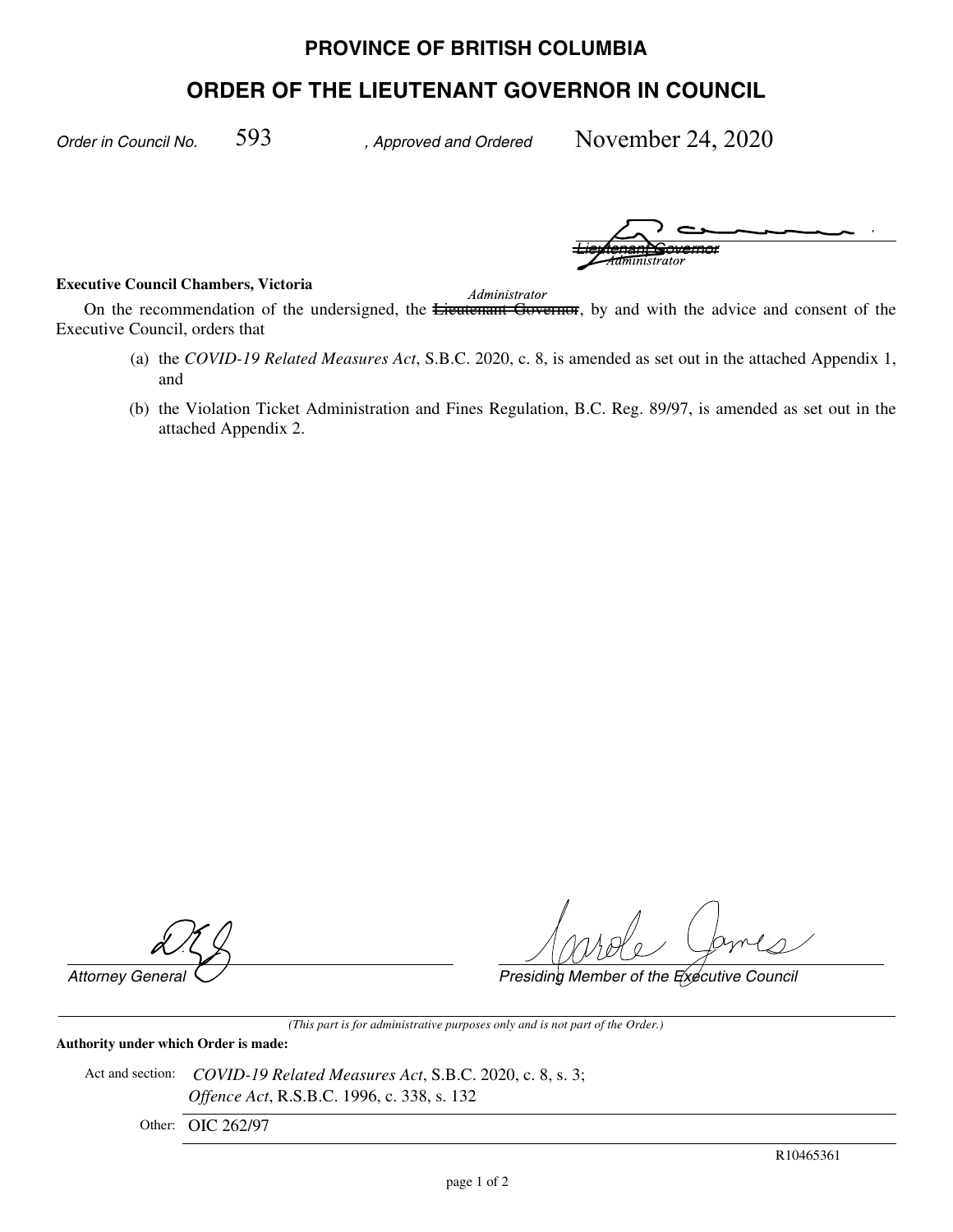# PROVINCE OF BRITISH COLUMBIA

## ORDER OF THE LIEUTENANT GOVERNOR IN COUNCIL

*Order in Council No.* 593 *, Approved and Ordered* November 24, 2020

~~Lieutenant Governor~~ *Administrator*

**Executive Council Chambers, Victoria**

On the recommendation of the undersigned, the ~~Lieutenant Governor~~ *Administrator*, by and with the advice and consent of the Executive Council, orders that

(a) the *COVID-19 Related Measures Act*, S.B.C. 2020, c. 8, is amended as set out in the attached Appendix 1, and

(b) the Violation Ticket Administration and Fines Regulation, B.C. Reg. 89/97, is amended as set out in the attached Appendix 2.

*Attorney General*

*Presiding Member of the Executive Council*

*(This part is for administrative purposes only and is not part of the Order.)*

**Authority under which Order is made:**

Act and section: *COVID-19 Related Measures Act*, S.B.C. 2020, c. 8, s. 3; *Offence Act*, R.S.B.C. 1996, c. 338, s. 132

Other: OIC 262/97

R10465361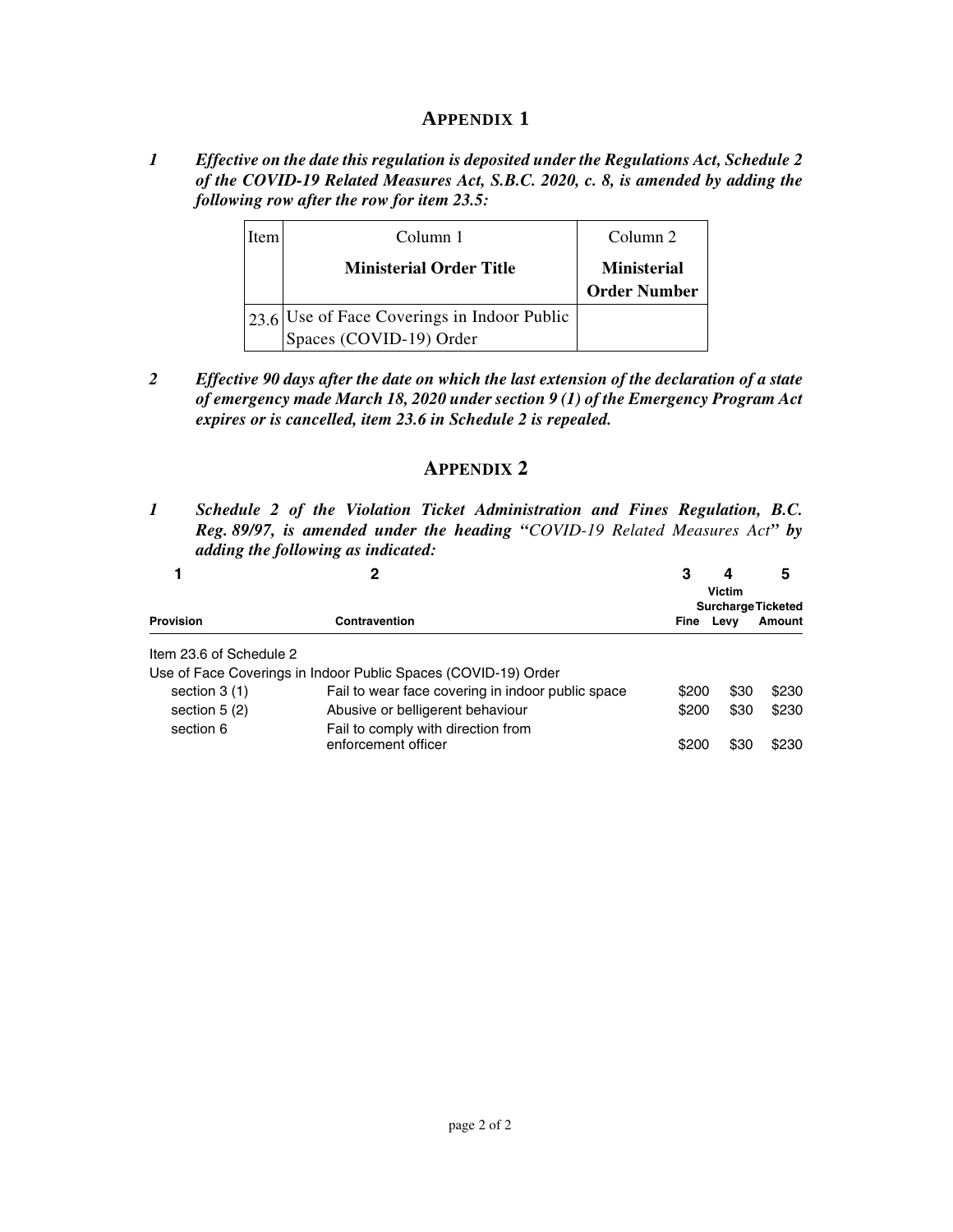## APPENDIX 1

***1*** ***Effective on the date this regulation is deposited under the Regulations Act, Schedule 2 of the COVID-19 Related Measures Act, S.B.C. 2020, c. 8, is amended by adding the following row after the row for item 23.5:***

| Item | Column 1<br>**Ministerial Order Title** | Column 2<br>**Ministerial Order Number** |
|---|---|---|
| 23.6 | Use of Face Coverings in Indoor Public Spaces (COVID-19) Order | |

***2*** ***Effective 90 days after the date on which the last extension of the declaration of a state of emergency made March 18, 2020 under section 9 (1) of the Emergency Program Act expires or is cancelled, item 23.6 in Schedule 2 is repealed.***

## APPENDIX 2

***1*** ***Schedule 2 of the Violation Ticket Administration and Fines Regulation, B.C. Reg. 89/97, is amended under the heading "COVID-19 Related Measures Act" by adding the following as indicated:***

| 1<br>**Provision** | 2<br>**Contravention** | 3<br>**Fine** | 4<br>**Victim Surcharge Levy** | 5<br>**Ticketed Amount** |
|---|---|---|---|---|
| Item 23.6 of Schedule 2 | | | | |
| Use of Face Coverings in Indoor Public Spaces (COVID-19) Order | | | | |
| section 3 (1) | Fail to wear face covering in indoor public space | $200 | $30 | $230 |
| section 5 (2) | Abusive or belligerent behaviour | $200 | $30 | $230 |
| section 6 | Fail to comply with direction from enforcement officer | $200 | $30 | $230 |